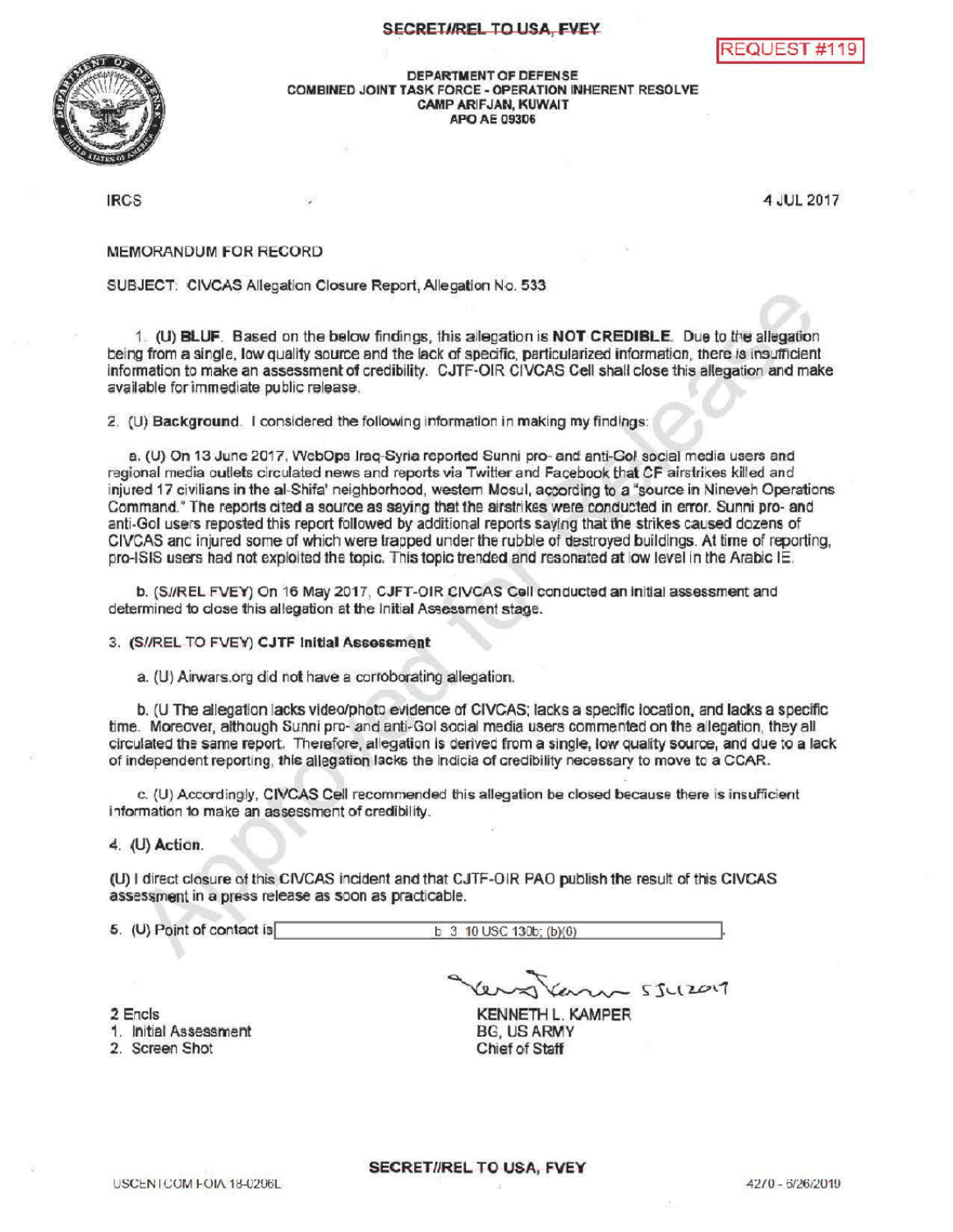SECRET//REL TO USA, FVEY

REQUEST #119

DEPARTMENT OF DEFENSE
COMBINED JOINT TASK FORCE - OPERATION INHERENT RESOLVE
CAMP ARIFJAN, KUWAIT
APO AE 09306

IRCS

4 JUL 2017

MEMORANDUM FOR RECORD

SUBJECT: CIVCAS Allegation Closure Report, Allegation No. 533

1. (U) **BLUF**. Based on the below findings, this allegation is **NOT CREDIBLE**. Due to the allegation being from a single, low quality source and the lack of specific, particularized information, there is insufficient information to make an assessment of credibility. CJTF-OIR CIVCAS Cell shall close this allegation and make available for immediate public release.

2. (U) **Background**. I considered the following information in making my findings:

a. (U) On 13 June 2017, WebOps Iraq-Syria reported Sunni pro- and anti-GoI social media users and regional media outlets circulated news and reports via Twitter and Facebook that CF airstrikes killed and injured 17 civilians in the al-Shifa' neighborhood, western Mosul, according to a "source in Nineveh Operations Command." The reports cited a source as saying that the airstrikes were conducted in error. Sunni pro- and anti-GoI users reposted this report followed by additional reports saying that the strikes caused dozens of CIVCAS and injured some of which were trapped under the rubble of destroyed buildings. At time of reporting, pro-ISIS users had not exploited the topic. This topic trended and resonated at low level in the Arabic IE.

b. (S//REL FVEY) On 16 May 2017, CJFT-OIR CIVCAS Cell conducted an initial assessment and determined to close this allegation at the Initial Assessment stage.

3. (S//REL TO FVEY) **CJTF Initial Assessment**

a. (U) Airwars.org did not have a corroborating allegation.

b. (U The allegation lacks video/photo evidence of CIVCAS; lacks a specific location, and lacks a specific time. Moreover, although Sunni pro- and anti-GoI social media users commented on the allegation, they all circulated the same report. Therefore, allegation is derived from a single, low quality source, and due to a lack of independent reporting, this allegation lacks the indicia of credibility necessary to move to a CCAR.

c. (U) Accordingly, CIVCAS Cell recommended this allegation be closed because there is insufficient information to make an assessment of credibility.

4. (U) **Action**.

(U) I direct closure of this CIVCAS incident and that CJTF-OIR PAO publish the result of this CIVCAS assessment in a press release as soon as practicable.

5. (U) Point of contact is [b 3 10 USC 130b; (b)(6)].

5 JUL 2017

KENNETH L. KAMPER
BG, US ARMY
Chief of Staff

2 Encls
1. Initial Assessment
2. Screen Shot

SECRET//REL TO USA, FVEY

USCENTCOM FOIA 18-0296L

4270 - 6/26/2019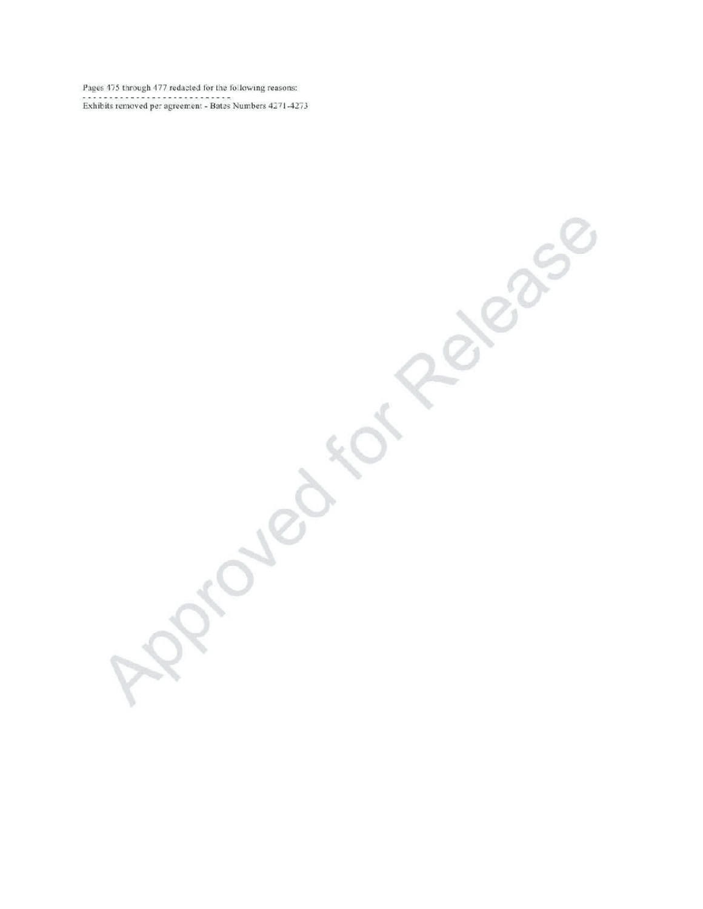Pages 475 through 477 redacted for the following reasons:

- - - - - - - - - - - - - - - - - - - - - - - - - - -

Exhibits removed per agreement - Bates Numbers 4271-4273